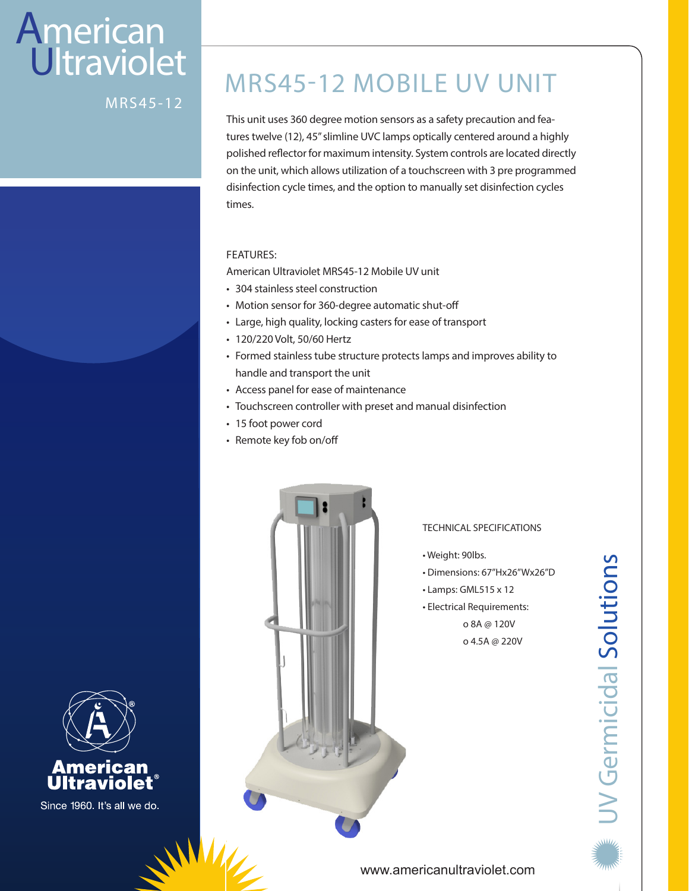American Ultraviolet

MRS45-12

# MRS45-12 MOBILE UV UNIT

This unit uses 360 degree motion sensors as a safety precaution and features twelve (12), 45" slimline UVC lamps optically centered around a highly polished reflector for maximum intensity. System controls are located directly on the unit, which allows utilization of a touchscreen with 3 pre programmed disinfection cycle times, and the option to manually set disinfection cycles times.

FEATURES:

American Ultraviolet MRS45-12 Mobile UV unit

- 304 stainless steel construction
- Motion sensor for 360-degree automatic shut-off
- Large, high quality, locking casters for ease of transport
- 120/220 Volt, 50/60 Hertz
- Formed stainless tube structure protects lamps and improves ability to handle and transport the unit
- Access panel for ease of maintenance
- Touchscreen controller with preset and manual disinfection
- 15 foot power cord
- Remote key fob on/off

TECHNICAL SPECIFICATIONS

- Weight: 90lbs.
- Dimensions: 67"Hx26"Wx26"D
- Lamps: GML515 x 12
- Electrical Requirements:
  - o 8A @ 120V
  - o 4.5A @ 220V

American Ultraviolet®

Since 1960. It's all we do.

UV Germicidal Solutions

www.americanultraviolet.com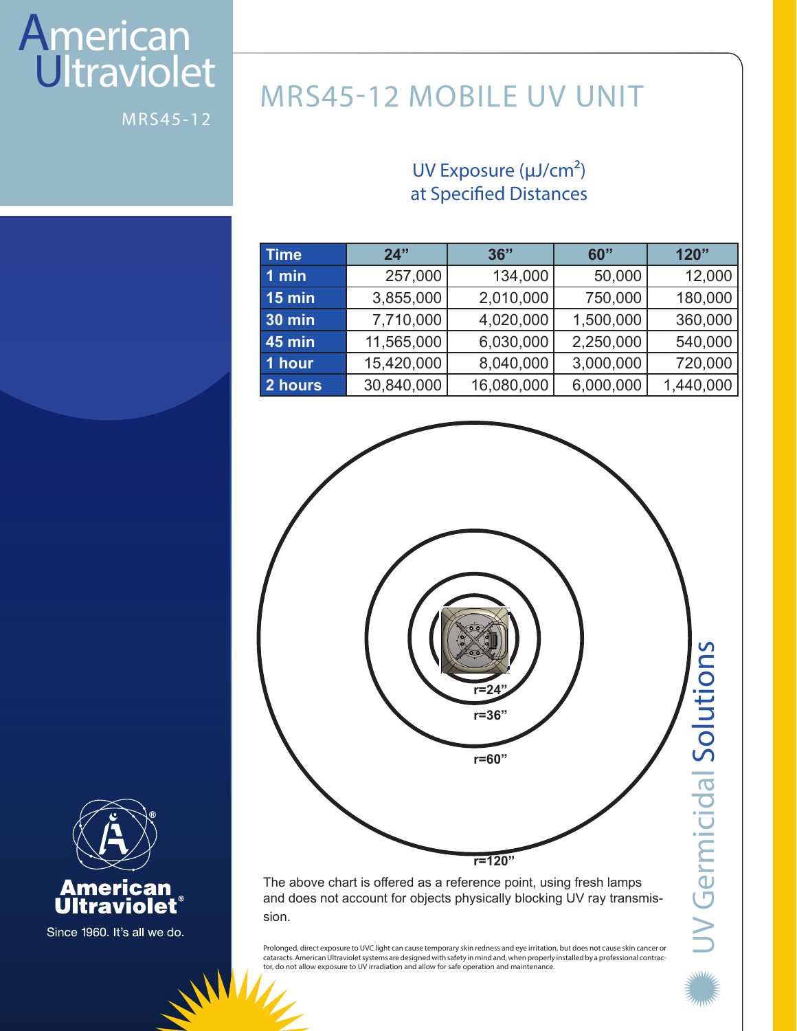# American Ultraviolet

MRS45-12

## MRS45-12 MOBILE UV UNIT

### UV Exposure (μJ/cm$^2$) at Specified Distances

| Time | 24" | 36" | 60" | 120" |
|---|---|---|---|---|
| 1 min | 257,000 | 134,000 | 50,000 | 12,000 |
| 15 min | 3,855,000 | 2,010,000 | 750,000 | 180,000 |
| 30 min | 7,710,000 | 4,020,000 | 1,500,000 | 360,000 |
| 45 min | 11,565,000 | 6,030,000 | 2,250,000 | 540,000 |
| 1 hour | 15,420,000 | 8,040,000 | 3,000,000 | 720,000 |
| 2 hours | 30,840,000 | 16,080,000 | 6,000,000 | 1,440,000 |

r=24"

r=36"

r=60"

r=120"

The above chart is offered as a reference point, using fresh lamps and does not account for objects physically blocking UV ray transmission.

Prolonged, direct exposure to UVC light can cause temporary skin redness and eye irritation, but does not cause skin cancer or cataracts. American Ultraviolet systems are designed with safety in mind and, when properly installed by a professional contractor, do not allow exposure to UV irradiation and allow for safe operation and maintenance.

UV Germicidal Solutions

American Ultraviolet®

Since 1960. It's all we do.